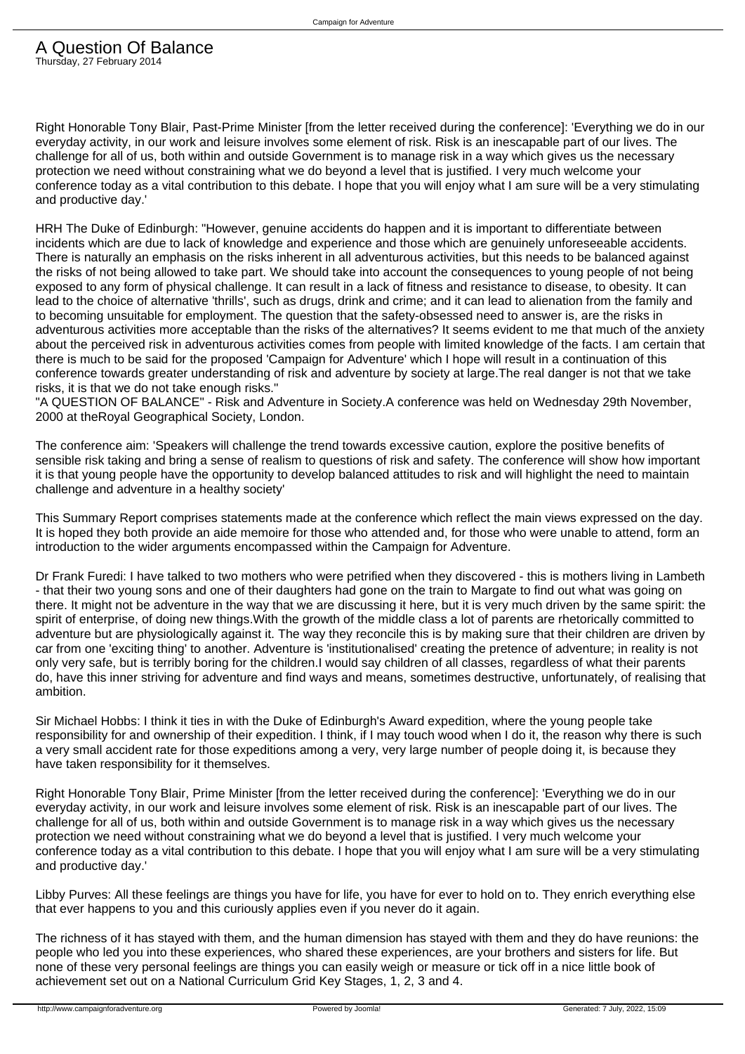# A Question Of Balance

Thursday, 27 February 2014

Right Honorable Tony Blair, Past-Prime Minister [from the letter received during the conference]: 'Everything we do in our everyday activity, in our work and leisure involves some element of risk. Risk is an inescapable part of our lives. The challenge for all of us, both within and outside Government is to manage risk in a way which gives us the necessary protection we need without constraining what we do beyond a level that is justified. I very much welcome your conference today as a vital contribution to this debate. I hope that you will enjoy what I am sure will be a very stimulating and productive day.'

HRH The Duke of Edinburgh: "However, genuine accidents do happen and it is important to differentiate between incidents which are due to lack of knowledge and experience and those which are genuinely unforeseeable accidents. There is naturally an emphasis on the risks inherent in all adventurous activities, but this needs to be balanced against the risks of not being allowed to take part. We should take into account the consequences to young people of not being exposed to any form of physical challenge. It can result in a lack of fitness and resistance to disease, to obesity. It can lead to the choice of alternative 'thrills', such as drugs, drink and crime; and it can lead to alienation from the family and to becoming unsuitable for employment. The question that the safety-obsessed need to answer is, are the risks in adventurous activities more acceptable than the risks of the alternatives? It seems evident to me that much of the anxiety about the perceived risk in adventurous activities comes from people with limited knowledge of the facts. I am certain that there is much to be said for the proposed 'Campaign for Adventure' which I hope will result in a continuation of this conference towards greater understanding of risk and adventure by society at large.The real danger is not that we take risks, it is that we do not take enough risks."

"A QUESTION OF BALANCE" - Risk and Adventure in Society.A conference was held on Wednesday 29th November, 2000 at theRoyal Geographical Society, London.

The conference aim: 'Speakers will challenge the trend towards excessive caution, explore the positive benefits of sensible risk taking and bring a sense of realism to questions of risk and safety. The conference will show how important it is that young people have the opportunity to develop balanced attitudes to risk and will highlight the need to maintain challenge and adventure in a healthy society'

This Summary Report comprises statements made at the conference which reflect the main views expressed on the day. It is hoped they both provide an aide memoire for those who attended and, for those who were unable to attend, form an introduction to the wider arguments encompassed within the Campaign for Adventure.

Dr Frank Furedi: I have talked to two mothers who were petrified when they discovered - this is mothers living in Lambeth - that their two young sons and one of their daughters had gone on the train to Margate to find out what was going on there. It might not be adventure in the way that we are discussing it here, but it is very much driven by the same spirit: the spirit of enterprise, of doing new things.With the growth of the middle class a lot of parents are rhetorically committed to adventure but are physiologically against it. The way they reconcile this is by making sure that their children are driven by car from one 'exciting thing' to another. Adventure is 'institutionalised' creating the pretence of adventure; in reality is not only very safe, but is terribly boring for the children.I would say children of all classes, regardless of what their parents do, have this inner striving for adventure and find ways and means, sometimes destructive, unfortunately, of realising that ambition.

Sir Michael Hobbs: I think it ties in with the Duke of Edinburgh's Award expedition, where the young people take responsibility for and ownership of their expedition. I think, if I may touch wood when I do it, the reason why there is such a very small accident rate for those expeditions among a very, very large number of people doing it, is because they have taken responsibility for it themselves.

Right Honorable Tony Blair, Prime Minister [from the letter received during the conference]: 'Everything we do in our everyday activity, in our work and leisure involves some element of risk. Risk is an inescapable part of our lives. The challenge for all of us, both within and outside Government is to manage risk in a way which gives us the necessary protection we need without constraining what we do beyond a level that is justified. I very much welcome your conference today as a vital contribution to this debate. I hope that you will enjoy what I am sure will be a very stimulating and productive day.'

Libby Purves: All these feelings are things you have for life, you have for ever to hold on to. They enrich everything else that ever happens to you and this curiously applies even if you never do it again.

The richness of it has stayed with them, and the human dimension has stayed with them and they do have reunions: the people who led you into these experiences, who shared these experiences, are your brothers and sisters for life. But none of these very personal feelings are things you can easily weigh or measure or tick off in a nice little book of achievement set out on a National Curriculum Grid Key Stages, 1, 2, 3 and 4.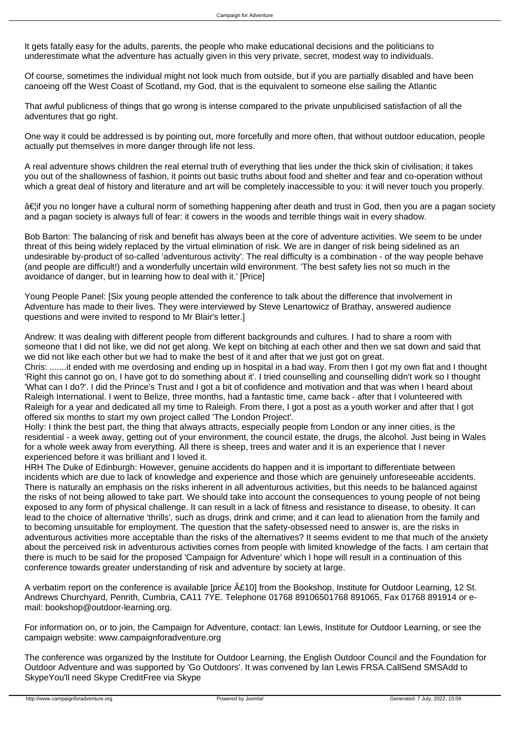It gets fatally easy for the adults, parents, the people who make educational decisions and the politicians to underestimate what the adventure has actually given in this very private, secret, modest way to individuals.

Of course, sometimes the individual might not look much from outside, but if you are partially disabled and have been canoeing off the West Coast of Scotland, my God, that is the equivalent to someone else sailing the Atlantic

That awful publicness of things that go wrong is intense compared to the private unpublicised satisfaction of all the adventures that go right.

One way it could be addressed is by pointing out, more forcefully and more often, that without outdoor education, people actually put themselves in more danger through life not less.

A real adventure shows children the real eternal truth of everything that lies under the thick skin of civilisation; it takes you out of the shallowness of fashion, it points out basic truths about food and shelter and fear and co-operation without which a great deal of history and literature and art will be completely inaccessible to you: it will never touch you properly.

â€¦if you no longer have a cultural norm of something happening after death and trust in God, then you are a pagan society and a pagan society is always full of fear: it cowers in the woods and terrible things wait in every shadow.

Bob Barton: The balancing of risk and benefit has always been at the core of adventure activities. We seem to be under threat of this being widely replaced by the virtual elimination of risk. We are in danger of risk being sidelined as an undesirable by-product of so-called 'adventurous activity'. The real difficulty is a combination - of the way people behave (and people are difficult!) and a wonderfully uncertain wild environment. 'The best safety lies not so much in the avoidance of danger, but in learning how to deal with it.' [Price]

Young People Panel: [Six young people attended the conference to talk about the difference that involvement in Adventure has made to their lives. They were interviewed by Steve Lenartowicz of Brathay, answered audience questions and were invited to respond to Mr Blair's letter.]

Andrew: It was dealing with different people from different backgrounds and cultures. I had to share a room with someone that I did not like, we did not get along. We kept on bitching at each other and then we sat down and said that we did not like each other but we had to make the best of it and after that we just got on great.
Chris: .......it ended with me overdosing and ending up in hospital in a bad way. From then I got my own flat and I thought 'Right this cannot go on, I have got to do something about it'. I tried counselling and counselling didn't work so I thought 'What can I do?'. I did the Prince's Trust and I got a bit of confidence and motivation and that was when I heard about Raleigh International. I went to Belize, three months, had a fantastic time, came back - after that I volunteered with Raleigh for a year and dedicated all my time to Raleigh. From there, I got a post as a youth worker and after that I got offered six months to start my own project called 'The London Project'.
Holly: I think the best part, the thing that always attracts, especially people from London or any inner cities, is the residential - a week away, getting out of your environment, the council estate, the drugs, the alcohol. Just being in Wales for a whole week away from everything. All there is sheep, trees and water and it is an experience that I never experienced before it was brilliant and I loved it.
HRH The Duke of Edinburgh: However, genuine accidents do happen and it is important to differentiate between incidents which are due to lack of knowledge and experience and those which are genuinely unforeseeable accidents. There is naturally an emphasis on the risks inherent in all adventurous activities, but this needs to be balanced against the risks of not being allowed to take part. We should take into account the consequences to young people of not being exposed to any form of physical challenge. It can result in a lack of fitness and resistance to disease, to obesity. It can lead to the choice of alternative 'thrills', such as drugs, drink and crime; and it can lead to alienation from the family and to becoming unsuitable for employment. The question that the safety-obsessed need to answer is, are the risks in adventurous activities more acceptable than the risks of the alternatives? It seems evident to me that much of the anxiety about the perceived risk in adventurous activities comes from people with limited knowledge of the facts. I am certain that there is much to be said for the proposed 'Campaign for Adventure' which I hope will result in a continuation of this conference towards greater understanding of risk and adventure by society at large.

A verbatim report on the conference is available [price Â£10] from the Bookshop, Institute for Outdoor Learning, 12 St. Andrews Churchyard, Penrith, Cumbria, CA11 7YE. Telephone 01768 89106501768 891065, Fax 01768 891914 or e-mail: bookshop@outdoor-learning.org.

For information on, or to join, the Campaign for Adventure, contact: Ian Lewis, Institute for Outdoor Learning, or see the campaign website: www.campaignforadventure.org

The conference was organized by the Institute for Outdoor Learning, the English Outdoor Council and the Foundation for Outdoor Adventure and was supported by 'Go Outdoors'. It was convened by Ian Lewis FRSA.CallSend SMSAdd to SkypeYou'll need Skype CreditFree via Skype